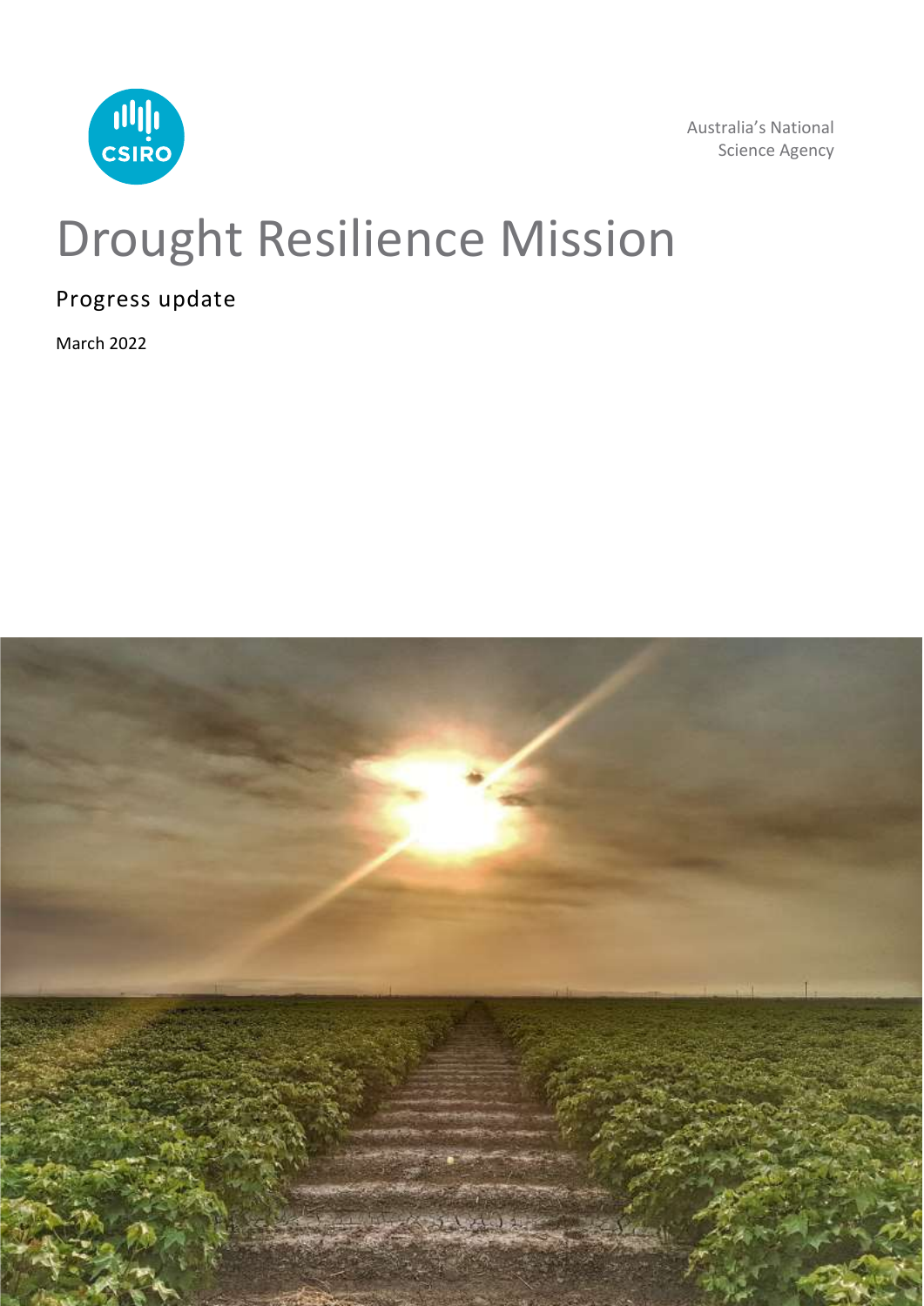Australia's National Science Agency

# Drought Resilience Mission

## Progress update

March 2022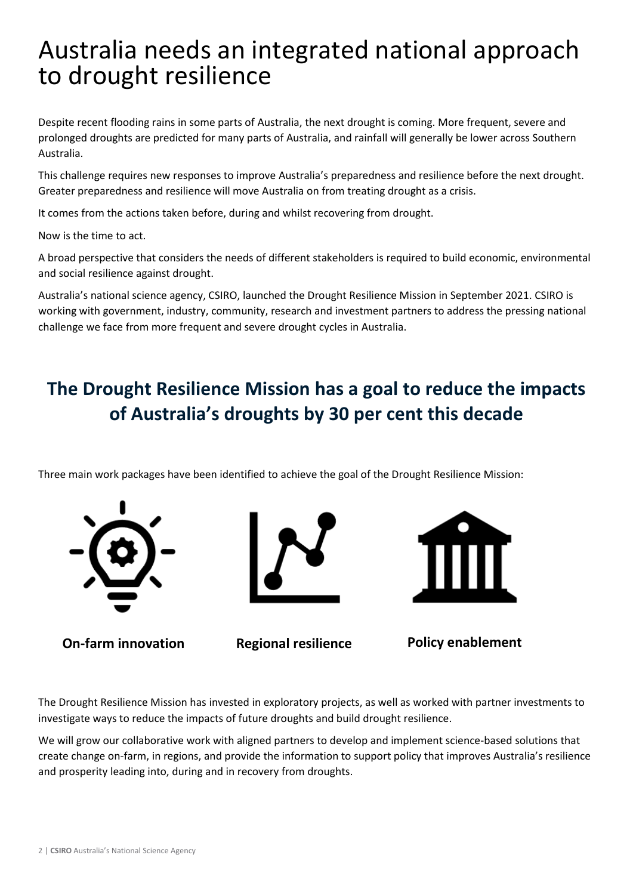# Australia needs an integrated national approach to drought resilience

Despite recent flooding rains in some parts of Australia, the next drought is coming. More frequent, severe and prolonged droughts are predicted for many parts of Australia, and rainfall will generally be lower across Southern Australia.

This challenge requires new responses to improve Australia's preparedness and resilience before the next drought. Greater preparedness and resilience will move Australia on from treating drought as a crisis.

It comes from the actions taken before, during and whilst recovering from drought.

Now is the time to act.

A broad perspective that considers the needs of different stakeholders is required to build economic, environmental and social resilience against drought.

Australia's national science agency, CSIRO, launched the Drought Resilience Mission in September 2021. CSIRO is working with government, industry, community, research and investment partners to address the pressing national challenge we face from more frequent and severe drought cycles in Australia.

## The Drought Resilience Mission has a goal to reduce the impacts of Australia's droughts by 30 per cent this decade

Three main work packages have been identified to achieve the goal of the Drought Resilience Mission:

**On-farm innovation**

**Regional resilience**

**Policy enablement**

The Drought Resilience Mission has invested in exploratory projects, as well as worked with partner investments to investigate ways to reduce the impacts of future droughts and build drought resilience.

We will grow our collaborative work with aligned partners to develop and implement science-based solutions that create change on-farm, in regions, and provide the information to support policy that improves Australia's resilience and prosperity leading into, during and in recovery from droughts.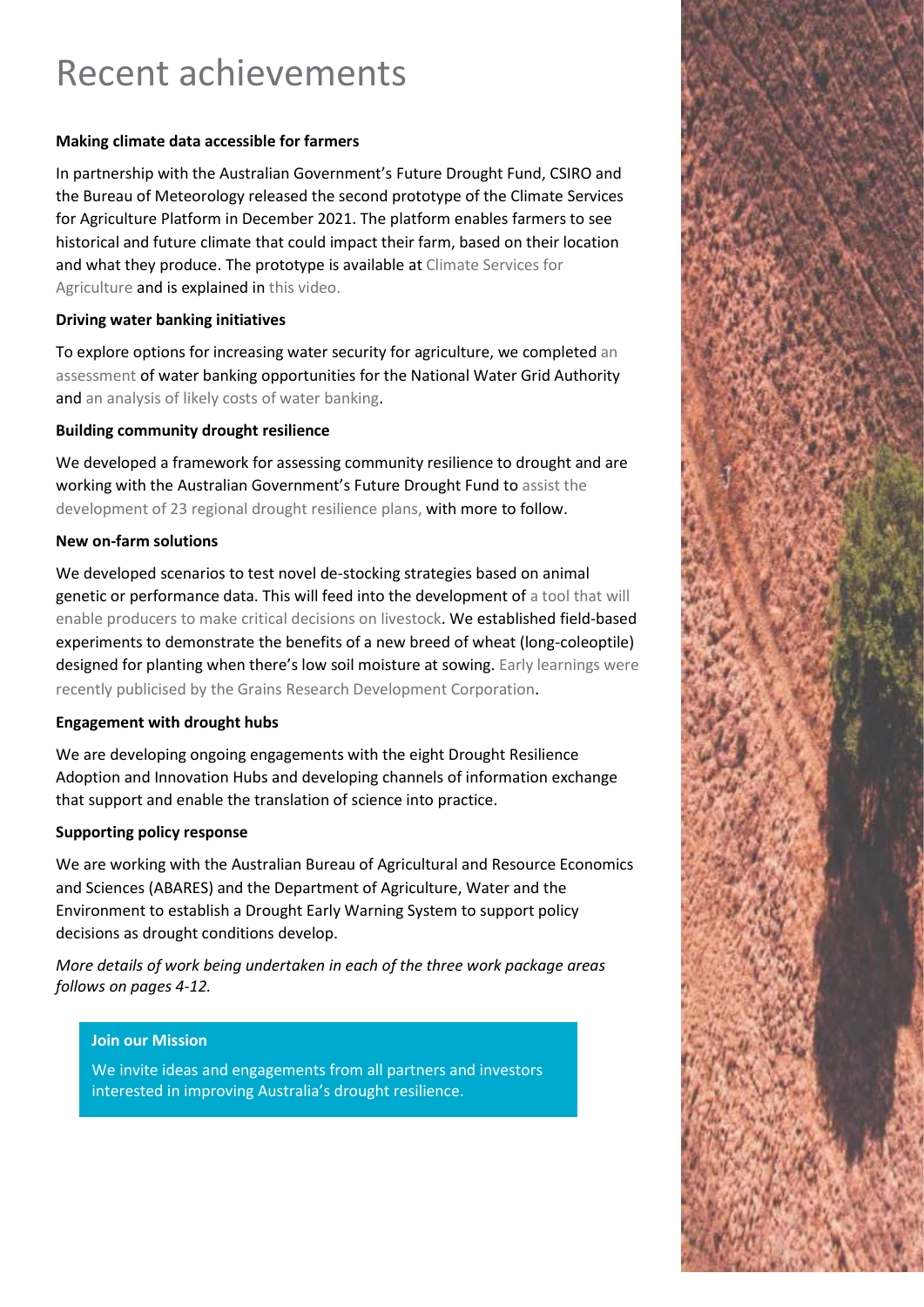# Recent achievements

**Making climate data accessible for farmers**

In partnership with the Australian Government's Future Drought Fund, CSIRO and the Bureau of Meteorology released the second prototype of the Climate Services for Agriculture Platform in December 2021. The platform enables farmers to see historical and future climate that could impact their farm, based on their location and what they produce. The prototype is available at Climate Services for Agriculture and is explained in this video.

**Driving water banking initiatives**

To explore options for increasing water security for agriculture, we completed an assessment of water banking opportunities for the National Water Grid Authority and an analysis of likely costs of water banking.

**Building community drought resilience**

We developed a framework for assessing community resilience to drought and are working with the Australian Government's Future Drought Fund to assist the development of 23 regional drought resilience plans, with more to follow.

**New on-farm solutions**

We developed scenarios to test novel de-stocking strategies based on animal genetic or performance data. This will feed into the development of a tool that will enable producers to make critical decisions on livestock. We established field-based experiments to demonstrate the benefits of a new breed of wheat (long-coleoptile) designed for planting when there's low soil moisture at sowing. Early learnings were recently publicised by the Grains Research Development Corporation.

**Engagement with drought hubs**

We are developing ongoing engagements with the eight Drought Resilience Adoption and Innovation Hubs and developing channels of information exchange that support and enable the translation of science into practice.

**Supporting policy response**

We are working with the Australian Bureau of Agricultural and Resource Economics and Sciences (ABARES) and the Department of Agriculture, Water and the Environment to establish a Drought Early Warning System to support policy decisions as drought conditions develop.

*More details of work being undertaken in each of the three work package areas follows on pages 4-12.*

**Join our Mission**

We invite ideas and engagements from all partners and investors interested in improving Australia's drought resilience.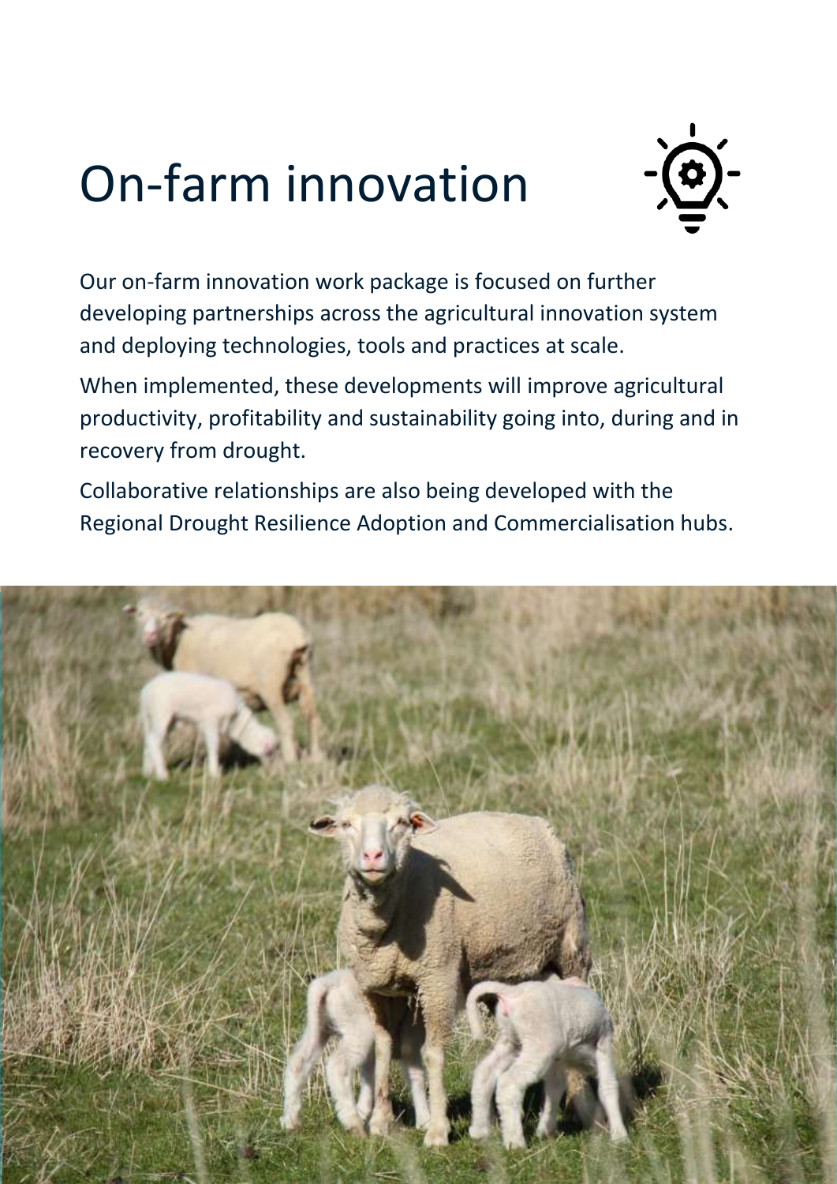# On-farm innovation

Our on-farm innovation work package is focused on further developing partnerships across the agricultural innovation system and deploying technologies, tools and practices at scale.

When implemented, these developments will improve agricultural productivity, profitability and sustainability going into, during and in recovery from drought.

Collaborative relationships are also being developed with the Regional Drought Resilience Adoption and Commercialisation hubs.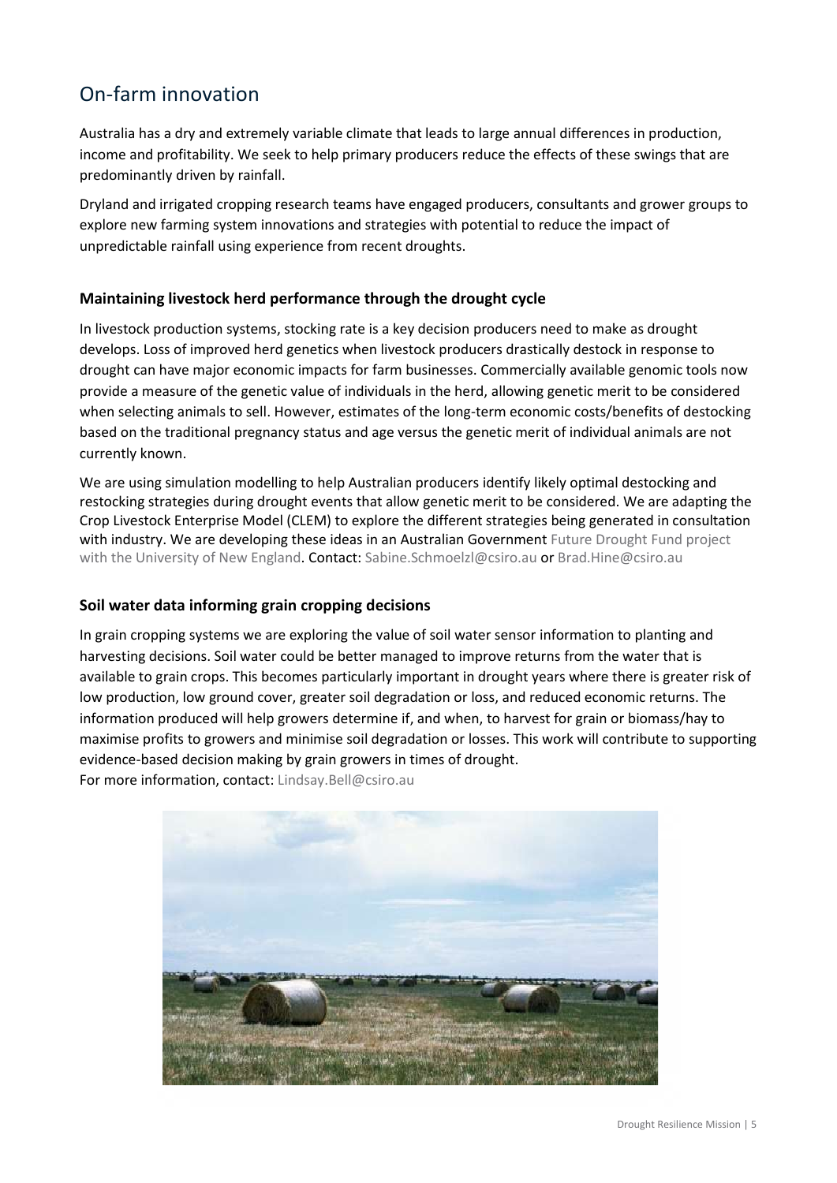# On-farm innovation

Australia has a dry and extremely variable climate that leads to large annual differences in production, income and profitability. We seek to help primary producers reduce the effects of these swings that are predominantly driven by rainfall.

Dryland and irrigated cropping research teams have engaged producers, consultants and grower groups to explore new farming system innovations and strategies with potential to reduce the impact of unpredictable rainfall using experience from recent droughts.

### Maintaining livestock herd performance through the drought cycle

In livestock production systems, stocking rate is a key decision producers need to make as drought develops. Loss of improved herd genetics when livestock producers drastically destock in response to drought can have major economic impacts for farm businesses. Commercially available genomic tools now provide a measure of the genetic value of individuals in the herd, allowing genetic merit to be considered when selecting animals to sell. However, estimates of the long-term economic costs/benefits of destocking based on the traditional pregnancy status and age versus the genetic merit of individual animals are not currently known.

We are using simulation modelling to help Australian producers identify likely optimal destocking and restocking strategies during drought events that allow genetic merit to be considered. We are adapting the Crop Livestock Enterprise Model (CLEM) to explore the different strategies being generated in consultation with industry. We are developing these ideas in an Australian Government Future Drought Fund project with the University of New England. **Contact:** Sabine.Schmoelzl@csiro.au **or** Brad.Hine@csiro.au

### Soil water data informing grain cropping decisions

In grain cropping systems we are exploring the value of soil water sensor information to planting and harvesting decisions. Soil water could be better managed to improve returns from the water that is available to grain crops. This becomes particularly important in drought years where there is greater risk of low production, low ground cover, greater soil degradation or loss, and reduced economic returns. The information produced will help growers determine if, and when, to harvest for grain or biomass/hay to maximise profits to growers and minimise soil degradation or losses. This work will contribute to supporting evidence-based decision making by grain growers in times of drought.
For more information, contact: Lindsay.Bell@csiro.au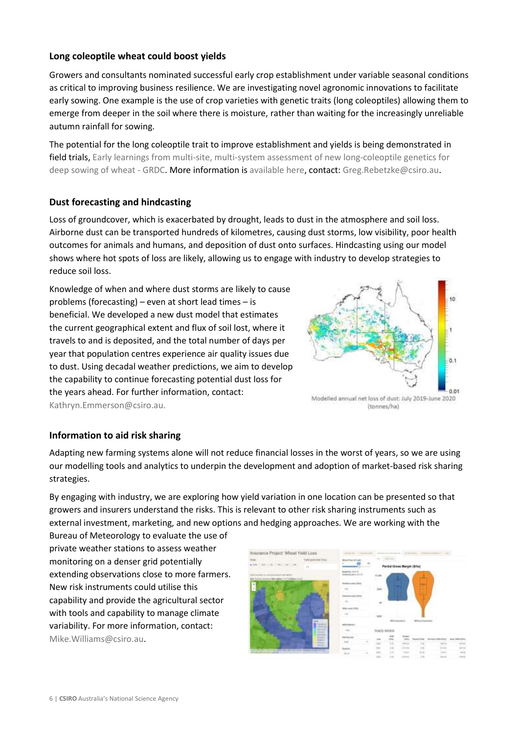### Long coleoptile wheat could boost yields

Growers and consultants nominated successful early crop establishment under variable seasonal conditions as critical to improving business resilience. We are investigating novel agronomic innovations to facilitate early sowing. One example is the use of crop varieties with genetic traits (long coleoptiles) allowing them to emerge from deeper in the soil where there is moisture, rather than waiting for the increasingly unreliable autumn rainfall for sowing.

The potential for the long coleoptile trait to improve establishment and yields is being demonstrated in field trials, Early learnings from multi-site, multi-system assessment of new long-coleoptile genetics for deep sowing of wheat - GRDC. More information is available here, contact: Greg.Rebetzke@csiro.au.

### Dust forecasting and hindcasting

Loss of groundcover, which is exacerbated by drought, leads to dust in the atmosphere and soil loss. Airborne dust can be transported hundreds of kilometres, causing dust storms, low visibility, poor health outcomes for animals and humans, and deposition of dust onto surfaces. Hindcasting using our model shows where hot spots of loss are likely, allowing us to engage with industry to develop strategies to reduce soil loss.

Knowledge of when and where dust storms are likely to cause problems (forecasting) – even at short lead times – is beneficial. We developed a new dust model that estimates the current geographical extent and flux of soil lost, where it travels to and is deposited, and the total number of days per year that population centres experience air quality issues due to dust. Using decadal weather predictions, we aim to develop the capability to continue forecasting potential dust loss for the years ahead. For further information, contact: Kathryn.Emmerson@csiro.au.

Modelled annual net loss of dust: July 2019-June 2020 (tonnes/ha)

### Information to aid risk sharing

Adapting new farming systems alone will not reduce financial losses in the worst of years, so we are using our modelling tools and analytics to underpin the development and adoption of market-based risk sharing strategies.

By engaging with industry, we are exploring how yield variation in one location can be presented so that growers and insurers understand the risks. This is relevant to other risk sharing instruments such as external investment, marketing, and new options and hedging approaches. We are working with the Bureau of Meteorology to evaluate the use of private weather stations to assess weather monitoring on a denser grid potentially extending observations close to more farmers. New risk instruments could utilise this capability and provide the agricultural sector with tools and capability to manage climate variability. For more information, contact: Mike.Williams@csiro.au.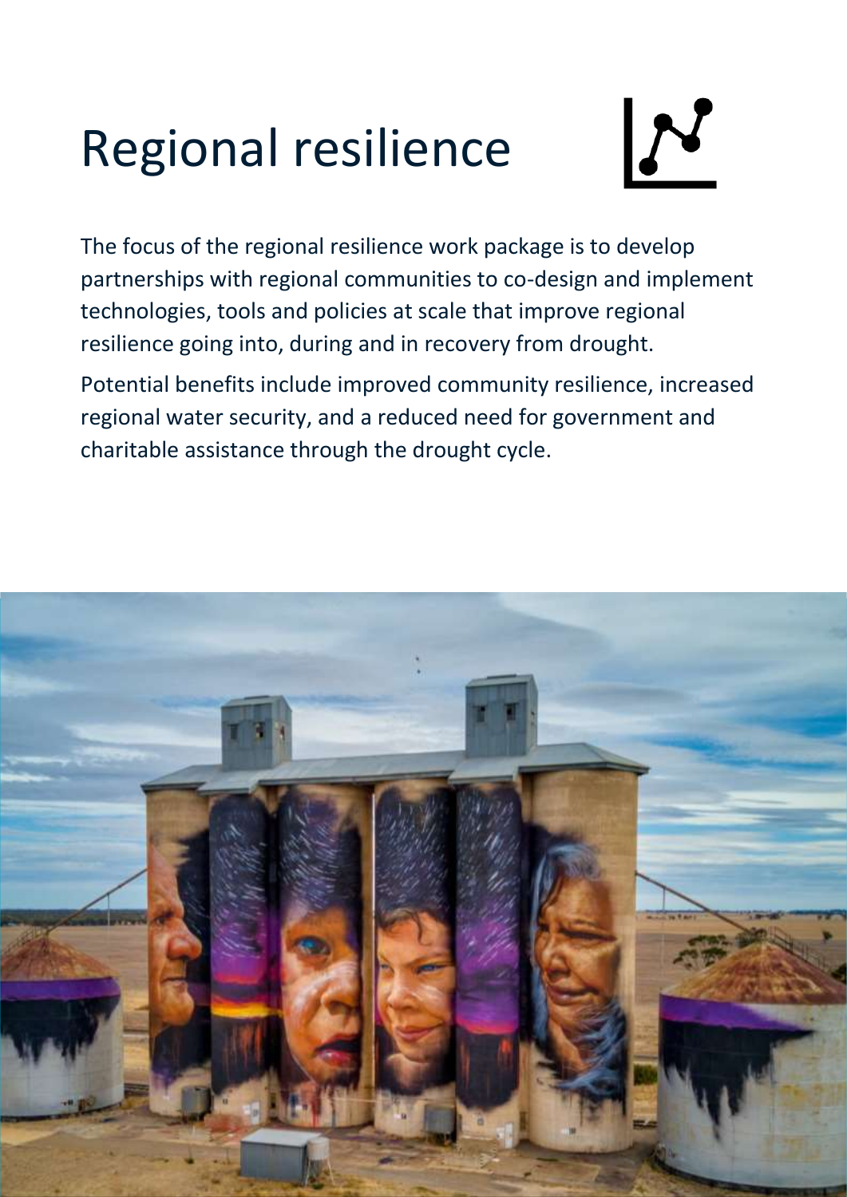# Regional resilience

The focus of the regional resilience work package is to develop partnerships with regional communities to co-design and implement technologies, tools and policies at scale that improve regional resilience going into, during and in recovery from drought.

Potential benefits include improved community resilience, increased regional water security, and a reduced need for government and charitable assistance through the drought cycle.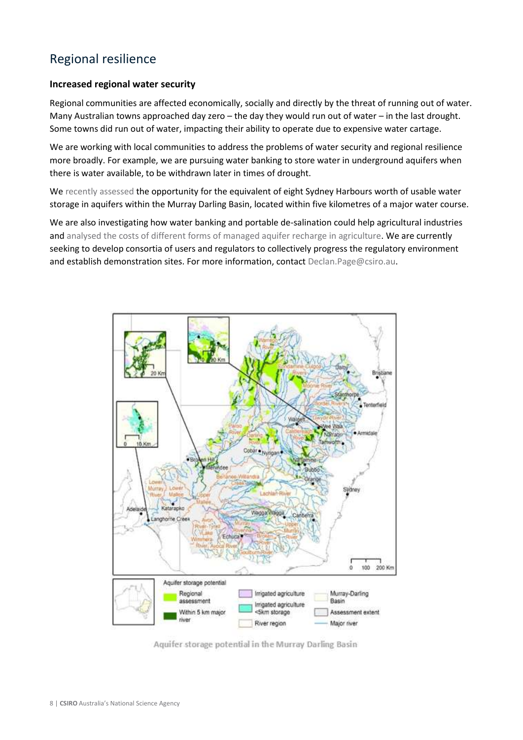## Regional resilience

### Increased regional water security

Regional communities are affected economically, socially and directly by the threat of running out of water. Many Australian towns approached day zero – the day they would run out of water – in the last drought. Some towns did run out of water, impacting their ability to operate due to expensive water cartage.

We are working with local communities to address the problems of water security and regional resilience more broadly. For example, we are pursuing water banking to store water in underground aquifers when there is water available, to be withdrawn later in times of drought.

We recently assessed the opportunity for the equivalent of eight Sydney Harbours worth of usable water storage in aquifers within the Murray Darling Basin, located within five kilometres of a major water course.

We are also investigating how water banking and portable de-salination could help agricultural industries and analysed the costs of different forms of managed aquifer recharge in agriculture. We are currently seeking to develop consortia of users and regulators to collectively progress the regulatory environment and establish demonstration sites. For more information, contact Declan.Page@csiro.au.

Aquifer storage potential in the Murray Darling Basin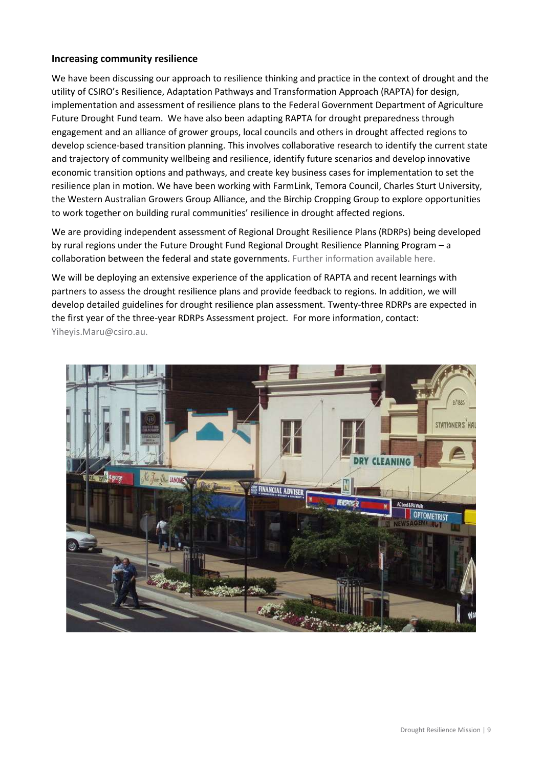### Increasing community resilience

We have been discussing our approach to resilience thinking and practice in the context of drought and the utility of CSIRO's Resilience, Adaptation Pathways and Transformation Approach (RAPTA) for design, implementation and assessment of resilience plans to the Federal Government Department of Agriculture Future Drought Fund team. We have also been adapting RAPTA for drought preparedness through engagement and an alliance of grower groups, local councils and others in drought affected regions to develop science-based transition planning. This involves collaborative research to identify the current state and trajectory of community wellbeing and resilience, identify future scenarios and develop innovative economic transition options and pathways, and create key business cases for implementation to set the resilience plan in motion. We have been working with FarmLink, Temora Council, Charles Sturt University, the Western Australian Growers Group Alliance, and the Birchip Cropping Group to explore opportunities to work together on building rural communities' resilience in drought affected regions.

We are providing independent assessment of Regional Drought Resilience Plans (RDRPs) being developed by rural regions under the Future Drought Fund Regional Drought Resilience Planning Program – a collaboration between the federal and state governments. Further information available here.

We will be deploying an extensive experience of the application of RAPTA and recent learnings with partners to assess the drought resilience plans and provide feedback to regions. In addition, we will develop detailed guidelines for drought resilience plan assessment. Twenty-three RDRPs are expected in the first year of the three-year RDRPs Assessment project. For more information, contact: Yiheyis.Maru@csiro.au.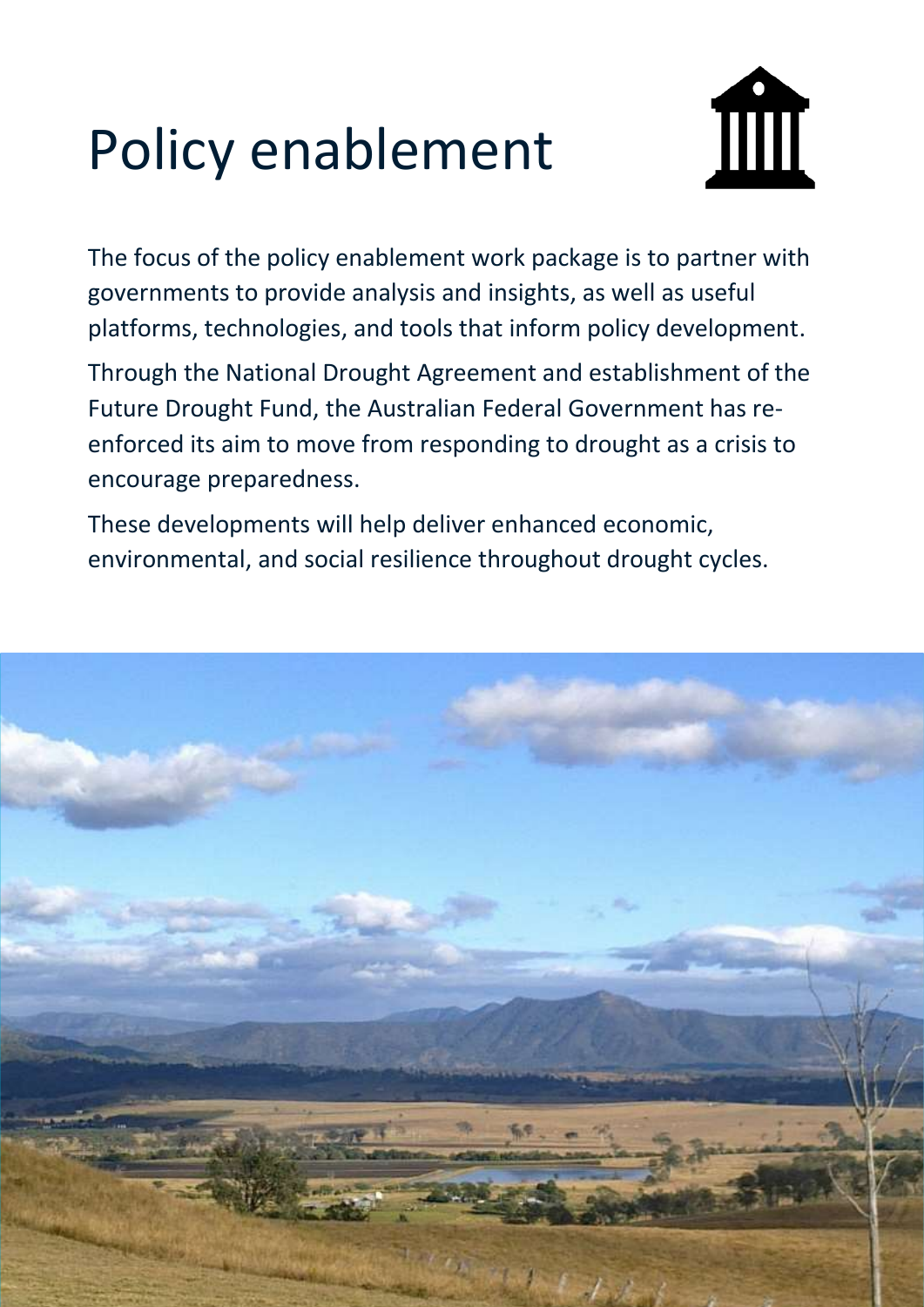# Policy enablement

The focus of the policy enablement work package is to partner with governments to provide analysis and insights, as well as useful platforms, technologies, and tools that inform policy development.

Through the National Drought Agreement and establishment of the Future Drought Fund, the Australian Federal Government has re-enforced its aim to move from responding to drought as a crisis to encourage preparedness.

These developments will help deliver enhanced economic, environmental, and social resilience throughout drought cycles.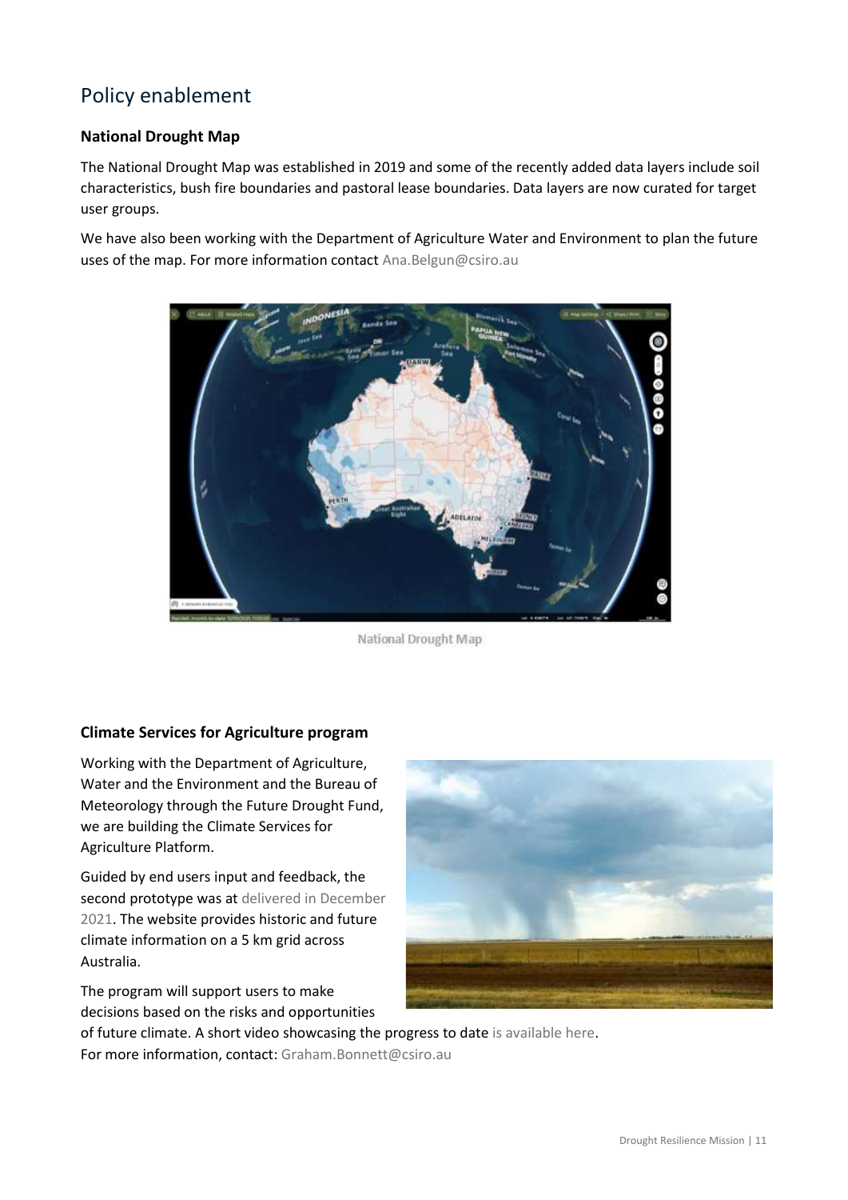## Policy enablement

### National Drought Map

The National Drought Map was established in 2019 and some of the recently added data layers include soil characteristics, bush fire boundaries and pastoral lease boundaries. Data layers are now curated for target user groups.

We have also been working with the Department of Agriculture Water and Environment to plan the future uses of the map. For more information contact Ana.Belgun@csiro.au

National Drought Map

### Climate Services for Agriculture program

Working with the Department of Agriculture, Water and the Environment and the Bureau of Meteorology through the Future Drought Fund, we are building the Climate Services for Agriculture Platform.

Guided by end users input and feedback, the second prototype was at delivered in December 2021. The website provides historic and future climate information on a 5 km grid across Australia.

The program will support users to make decisions based on the risks and opportunities of future climate. A short video showcasing the progress to date is available here.
For more information, contact: Graham.Bonnett@csiro.au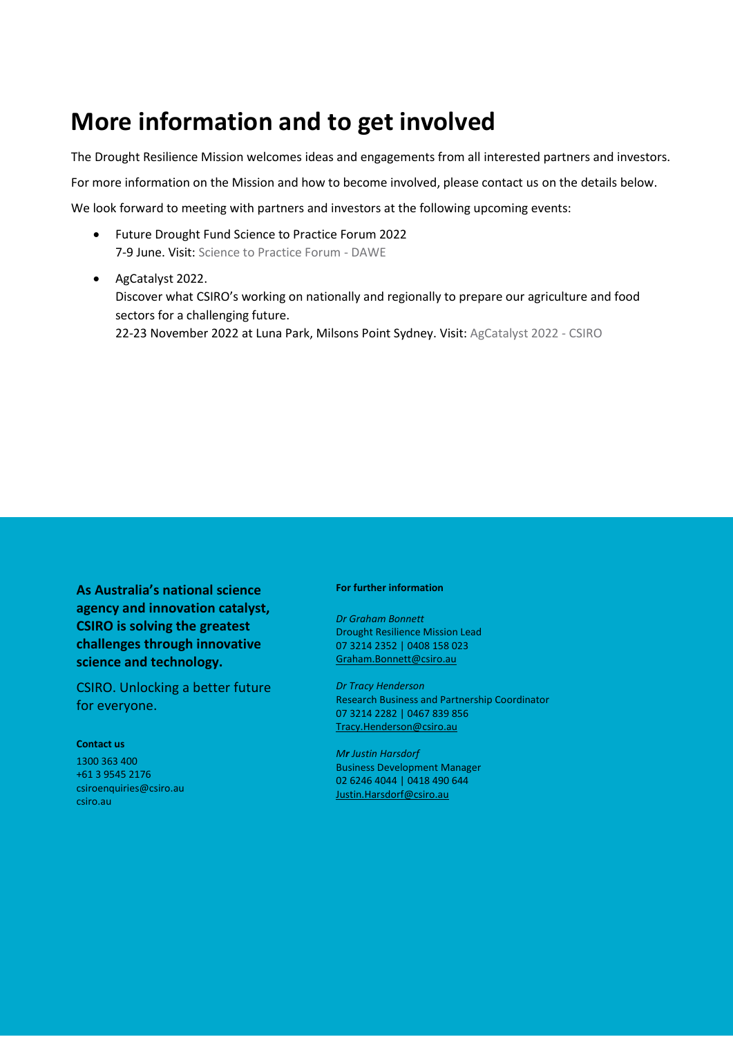# More information and to get involved

The Drought Resilience Mission welcomes ideas and engagements from all interested partners and investors.

For more information on the Mission and how to become involved, please contact us on the details below.

We look forward to meeting with partners and investors at the following upcoming events:

- Future Drought Fund Science to Practice Forum 2022
  7-9 June. Visit: Science to Practice Forum - DAWE
- AgCatalyst 2022.
  Discover what CSIRO's working on nationally and regionally to prepare our agriculture and food sectors for a challenging future.
  22-23 November 2022 at Luna Park, Milsons Point Sydney. Visit: AgCatalyst 2022 - CSIRO

**As Australia's national science agency and innovation catalyst, CSIRO is solving the greatest challenges through innovative science and technology.**

CSIRO. Unlocking a better future for everyone.

**Contact us**

1300 363 400
+61 3 9545 2176
csiroenquiries@csiro.au
csiro.au

**For further information**

*Dr Graham Bonnett*
Drought Resilience Mission Lead
07 3214 2352 | 0408 158 023
Graham.Bonnett@csiro.au

*Dr Tracy Henderson*
Research Business and Partnership Coordinator
07 3214 2282 | 0467 839 856
Tracy.Henderson@csiro.au

*Mr Justin Harsdorf*
Business Development Manager
02 6246 4044 | 0418 490 644
Justin.Harsdorf@csiro.au